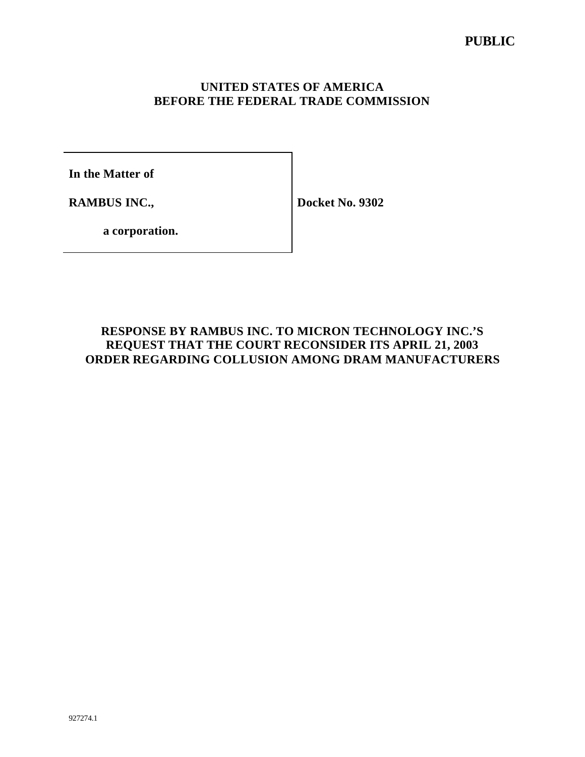**PUBLIC**

**UNITED STATES OF AMERICA**
**BEFORE THE FEDERAL TRADE COMMISSION**

| | |
|---|---|
| **In the Matter of**<br><br>**RAMBUS INC.,**<br><br>**a corporation.** | **Docket No. 9302** |

**RESPONSE BY RAMBUS INC. TO MICRON TECHNOLOGY INC.'S REQUEST THAT THE COURT RECONSIDER ITS APRIL 21, 2003 ORDER REGARDING COLLUSION AMONG DRAM MANUFACTURERS**

927274.1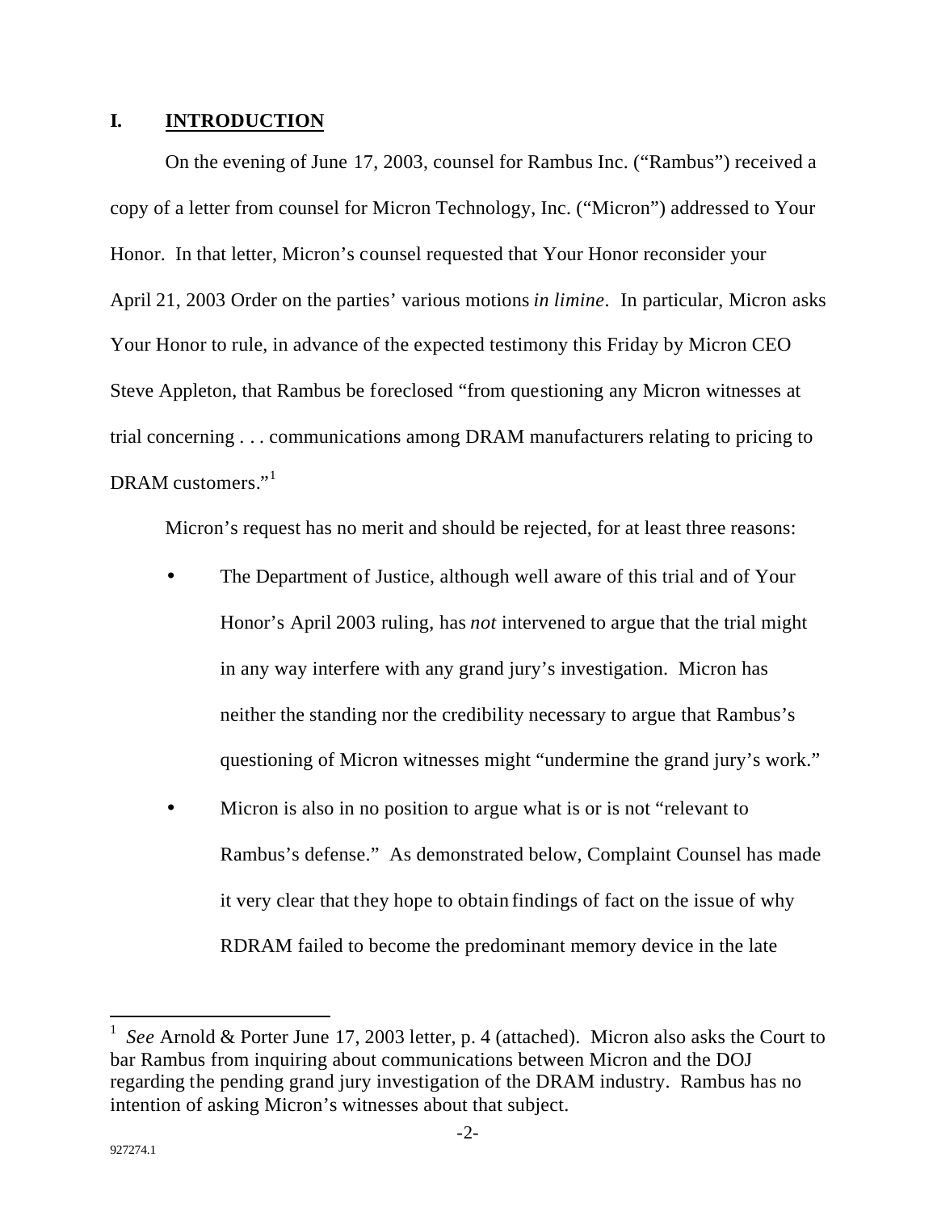## I. INTRODUCTION

On the evening of June 17, 2003, counsel for Rambus Inc. ("Rambus") received a copy of a letter from counsel for Micron Technology, Inc. ("Micron") addressed to Your Honor. In that letter, Micron's counsel requested that Your Honor reconsider your April 21, 2003 Order on the parties' various motions *in limine*. In particular, Micron asks Your Honor to rule, in advance of the expected testimony this Friday by Micron CEO Steve Appleton, that Rambus be foreclosed "from questioning any Micron witnesses at trial concerning . . . communications among DRAM manufacturers relating to pricing to DRAM customers."[1]

Micron's request has no merit and should be rejected, for at least three reasons:

- The Department of Justice, although well aware of this trial and of Your Honor's April 2003 ruling, has *not* intervened to argue that the trial might in any way interfere with any grand jury's investigation. Micron has neither the standing nor the credibility necessary to argue that Rambus's questioning of Micron witnesses might "undermine the grand jury's work."
- Micron is also in no position to argue what is or is not "relevant to Rambus's defense." As demonstrated below, Complaint Counsel has made it very clear that they hope to obtain findings of fact on the issue of why RDRAM failed to become the predominant memory device in the late

---

[1] *See* Arnold & Porter June 17, 2003 letter, p. 4 (attached). Micron also asks the Court to bar Rambus from inquiring about communications between Micron and the DOJ regarding the pending grand jury investigation of the DRAM industry. Rambus has no intention of asking Micron's witnesses about that subject.

927274.1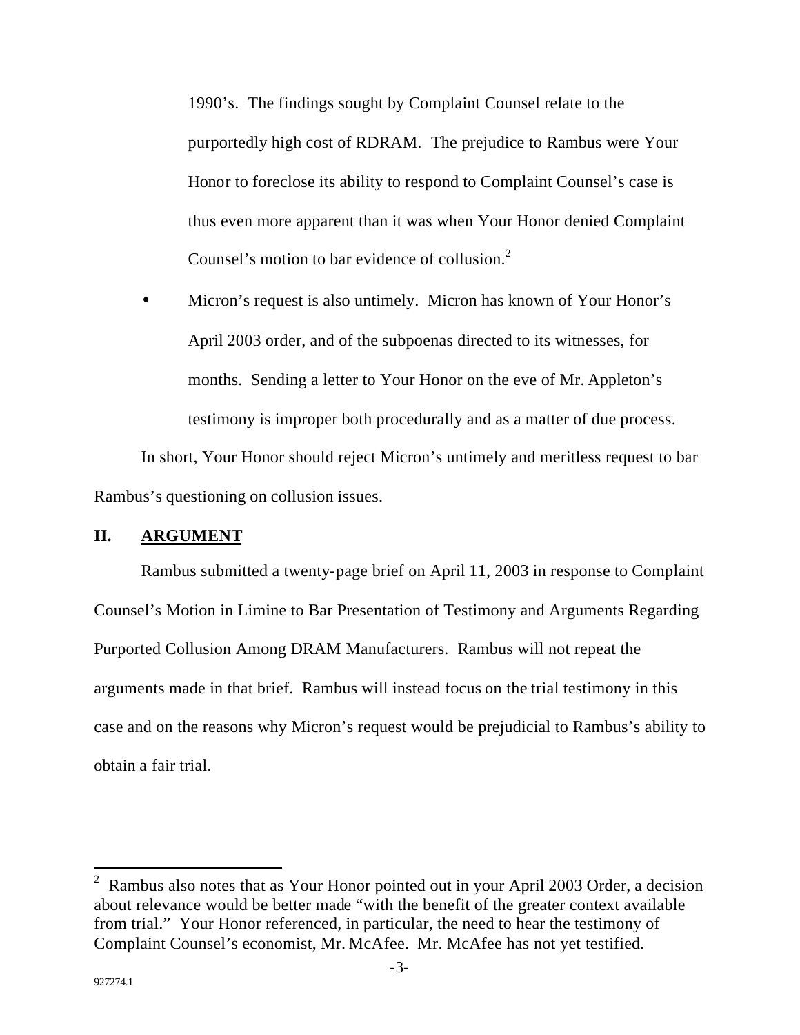1990's. The findings sought by Complaint Counsel relate to the purportedly high cost of RDRAM. The prejudice to Rambus were Your Honor to foreclose its ability to respond to Complaint Counsel's case is thus even more apparent than it was when Your Honor denied Complaint Counsel's motion to bar evidence of collusion.[2]

- Micron's request is also untimely. Micron has known of Your Honor's April 2003 order, and of the subpoenas directed to its witnesses, for months. Sending a letter to Your Honor on the eve of Mr. Appleton's testimony is improper both procedurally and as a matter of due process.

In short, Your Honor should reject Micron's untimely and meritless request to bar Rambus's questioning on collusion issues.

## II. ARGUMENT

Rambus submitted a twenty-page brief on April 11, 2003 in response to Complaint Counsel's Motion in Limine to Bar Presentation of Testimony and Arguments Regarding Purported Collusion Among DRAM Manufacturers. Rambus will not repeat the arguments made in that brief. Rambus will instead focus on the trial testimony in this case and on the reasons why Micron's request would be prejudicial to Rambus's ability to obtain a fair trial.

---

[2] Rambus also notes that as Your Honor pointed out in your April 2003 Order, a decision about relevance would be better made "with the benefit of the greater context available from trial." Your Honor referenced, in particular, the need to hear the testimony of Complaint Counsel's economist, Mr. McAfee. Mr. McAfee has not yet testified.

927274.1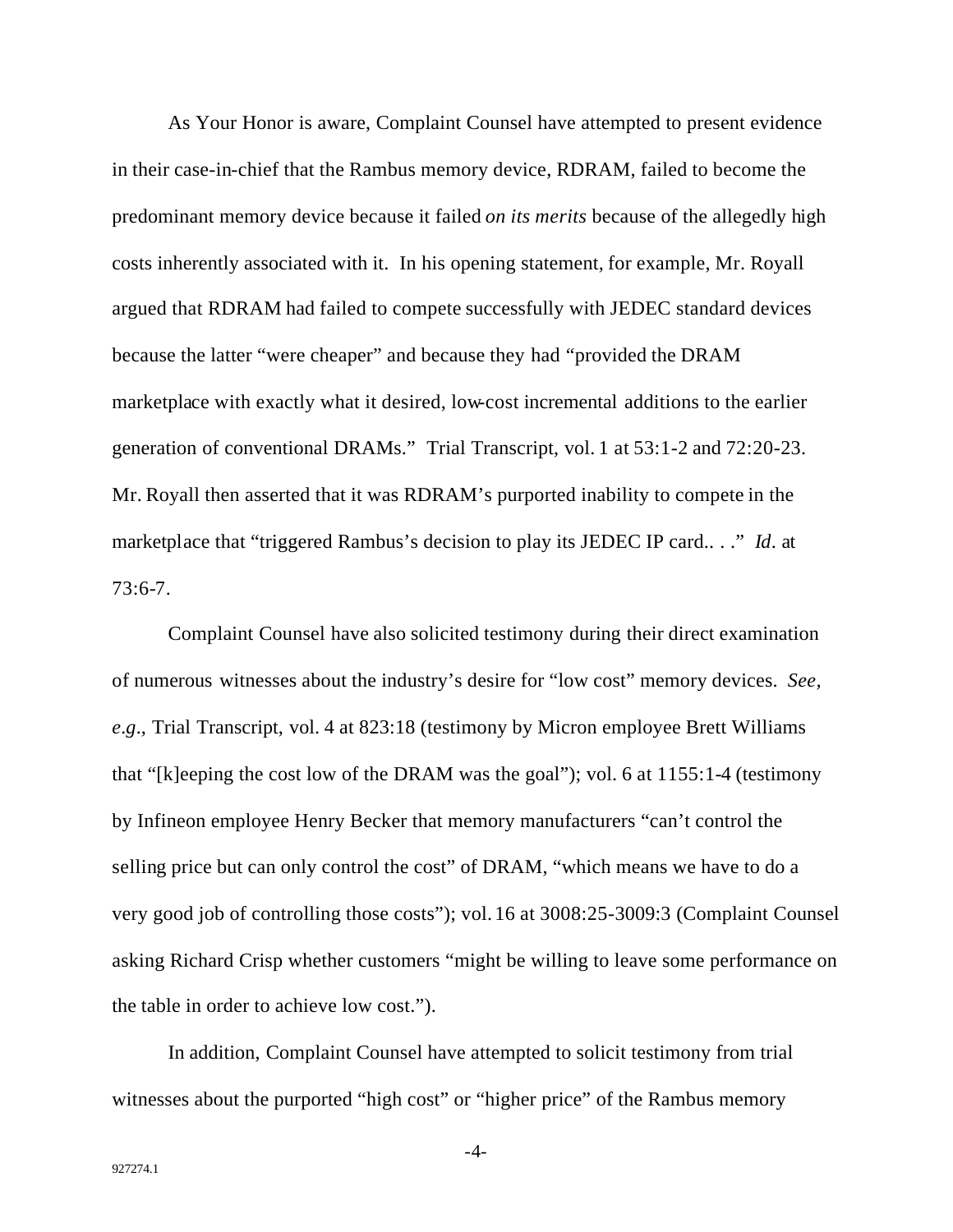As Your Honor is aware, Complaint Counsel have attempted to present evidence in their case-in-chief that the Rambus memory device, RDRAM, failed to become the predominant memory device because it failed *on its merits* because of the allegedly high costs inherently associated with it. In his opening statement, for example, Mr. Royall argued that RDRAM had failed to compete successfully with JEDEC standard devices because the latter "were cheaper" and because they had "provided the DRAM marketplace with exactly what it desired, low-cost incremental additions to the earlier generation of conventional DRAMs." Trial Transcript, vol. 1 at 53:1-2 and 72:20-23. Mr. Royall then asserted that it was RDRAM's purported inability to compete in the marketplace that "triggered Rambus's decision to play its JEDEC IP card.. . ." *Id.* at 73:6-7.

Complaint Counsel have also solicited testimony during their direct examination of numerous witnesses about the industry's desire for "low cost" memory devices. *See, e.g.*, Trial Transcript, vol. 4 at 823:18 (testimony by Micron employee Brett Williams that "[k]eeping the cost low of the DRAM was the goal"); vol. 6 at 1155:1-4 (testimony by Infineon employee Henry Becker that memory manufacturers "can't control the selling price but can only control the cost" of DRAM, "which means we have to do a very good job of controlling those costs"); vol. 16 at 3008:25-3009:3 (Complaint Counsel asking Richard Crisp whether customers "might be willing to leave some performance on the table in order to achieve low cost.").

In addition, Complaint Counsel have attempted to solicit testimony from trial witnesses about the purported "high cost" or "higher price" of the Rambus memory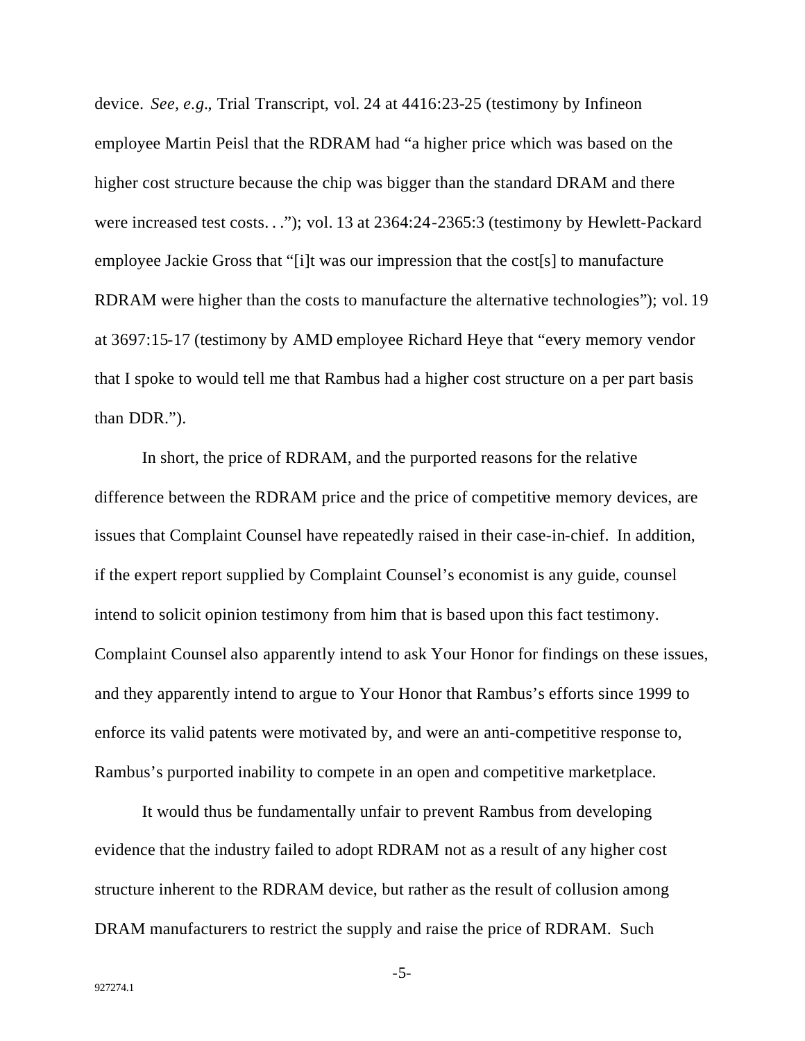device. *See, e.g.*, Trial Transcript, vol. 24 at 4416:23-25 (testimony by Infineon employee Martin Peisl that the RDRAM had "a higher price which was based on the higher cost structure because the chip was bigger than the standard DRAM and there were increased test costs. . ."); vol. 13 at 2364:24-2365:3 (testimony by Hewlett-Packard employee Jackie Gross that "[i]t was our impression that the cost[s] to manufacture RDRAM were higher than the costs to manufacture the alternative technologies"); vol. 19 at 3697:15-17 (testimony by AMD employee Richard Heye that "every memory vendor that I spoke to would tell me that Rambus had a higher cost structure on a per part basis than DDR.").

In short, the price of RDRAM, and the purported reasons for the relative difference between the RDRAM price and the price of competitive memory devices, are issues that Complaint Counsel have repeatedly raised in their case-in-chief. In addition, if the expert report supplied by Complaint Counsel's economist is any guide, counsel intend to solicit opinion testimony from him that is based upon this fact testimony. Complaint Counsel also apparently intend to ask Your Honor for findings on these issues, and they apparently intend to argue to Your Honor that Rambus's efforts since 1999 to enforce its valid patents were motivated by, and were an anti-competitive response to, Rambus's purported inability to compete in an open and competitive marketplace.

It would thus be fundamentally unfair to prevent Rambus from developing evidence that the industry failed to adopt RDRAM not as a result of any higher cost structure inherent to the RDRAM device, but rather as the result of collusion among DRAM manufacturers to restrict the supply and raise the price of RDRAM. Such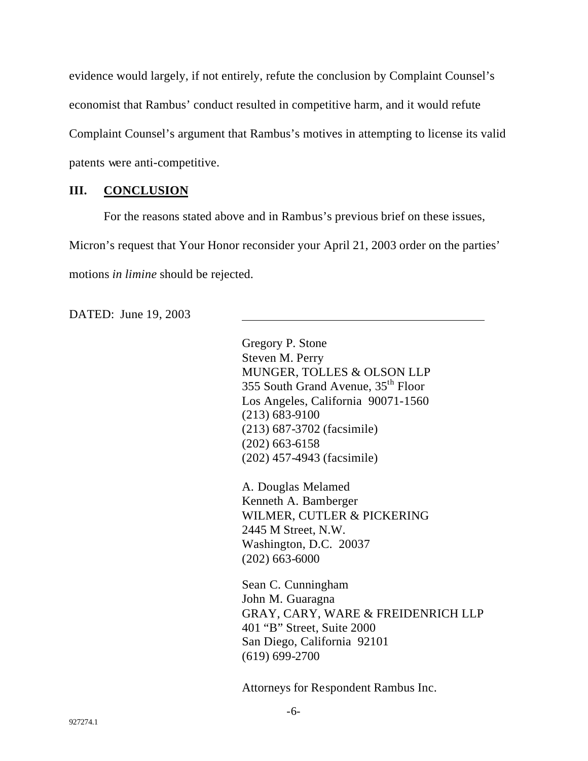evidence would largely, if not entirely, refute the conclusion by Complaint Counsel's economist that Rambus' conduct resulted in competitive harm, and it would refute Complaint Counsel's argument that Rambus's motives in attempting to license its valid patents were anti-competitive.

## III. CONCLUSION

For the reasons stated above and in Rambus's previous brief on these issues, Micron's request that Your Honor reconsider your April 21, 2003 order on the parties' motions *in limine* should be rejected.

DATED: June 19, 2003

\_\_\_\_\_\_\_\_\_\_\_\_\_\_\_\_\_\_\_\_\_\_\_\_\_\_\_\_\_\_\_\_\_\_\_\_\_\_\_\_

Gregory P. Stone
Steven M. Perry
MUNGER, TOLLES & OLSON LLP
355 South Grand Avenue, 35th Floor
Los Angeles, California 90071-1560
(213) 683-9100
(213) 687-3702 (facsimile)
(202) 663-6158
(202) 457-4943 (facsimile)

A. Douglas Melamed
Kenneth A. Bamberger
WILMER, CUTLER & PICKERING
2445 M Street, N.W.
Washington, D.C. 20037
(202) 663-6000

Sean C. Cunningham
John M. Guaragna
GRAY, CARY, WARE & FREIDENRICH LLP
401 "B" Street, Suite 2000
San Diego, California 92101
(619) 699-2700

Attorneys for Respondent Rambus Inc.

927274.1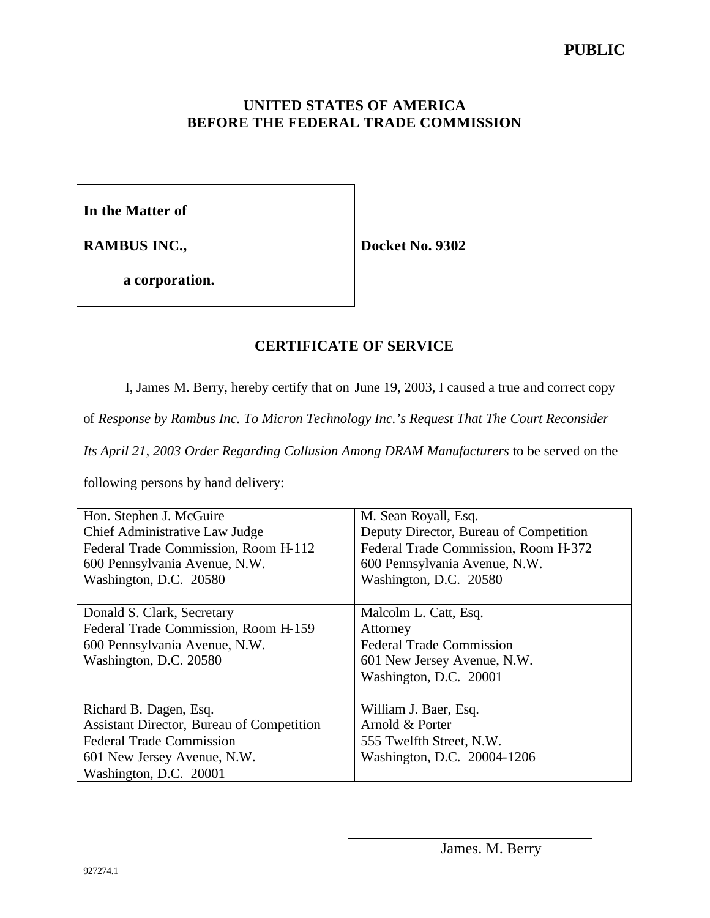**PUBLIC**

**UNITED STATES OF AMERICA**
**BEFORE THE FEDERAL TRADE COMMISSION**

| | |
|---|---|
| **In the Matter of**<br><br>**RAMBUS INC.,**<br><br>**a corporation.** | **Docket No. 9302** |

## CERTIFICATE OF SERVICE

I, James M. Berry, hereby certify that on June 19, 2003, I caused a true and correct copy of *Response by Rambus Inc. To Micron Technology Inc.'s Request That The Court Reconsider Its April 21, 2003 Order Regarding Collusion Among DRAM Manufacturers* to be served on the following persons by hand delivery:

| | |
|---|---|
| Hon. Stephen J. McGuire<br>Chief Administrative Law Judge<br>Federal Trade Commission, Room H-112<br>600 Pennsylvania Avenue, N.W.<br>Washington, D.C. 20580 | M. Sean Royall, Esq.<br>Deputy Director, Bureau of Competition<br>Federal Trade Commission, Room H-372<br>600 Pennsylvania Avenue, N.W.<br>Washington, D.C. 20580 |
| Donald S. Clark, Secretary<br>Federal Trade Commission, Room H-159<br>600 Pennsylvania Avenue, N.W.<br>Washington, D.C. 20580 | Malcolm L. Catt, Esq.<br>Attorney<br>Federal Trade Commission<br>601 New Jersey Avenue, N.W.<br>Washington, D.C. 20001 |
| Richard B. Dagen, Esq.<br>Assistant Director, Bureau of Competition<br>Federal Trade Commission<br>601 New Jersey Avenue, N.W.<br>Washington, D.C. 20001 | William J. Baer, Esq.<br>Arnold & Porter<br>555 Twelfth Street, N.W.<br>Washington, D.C. 20004-1206 |

James. M. Berry

927274.1